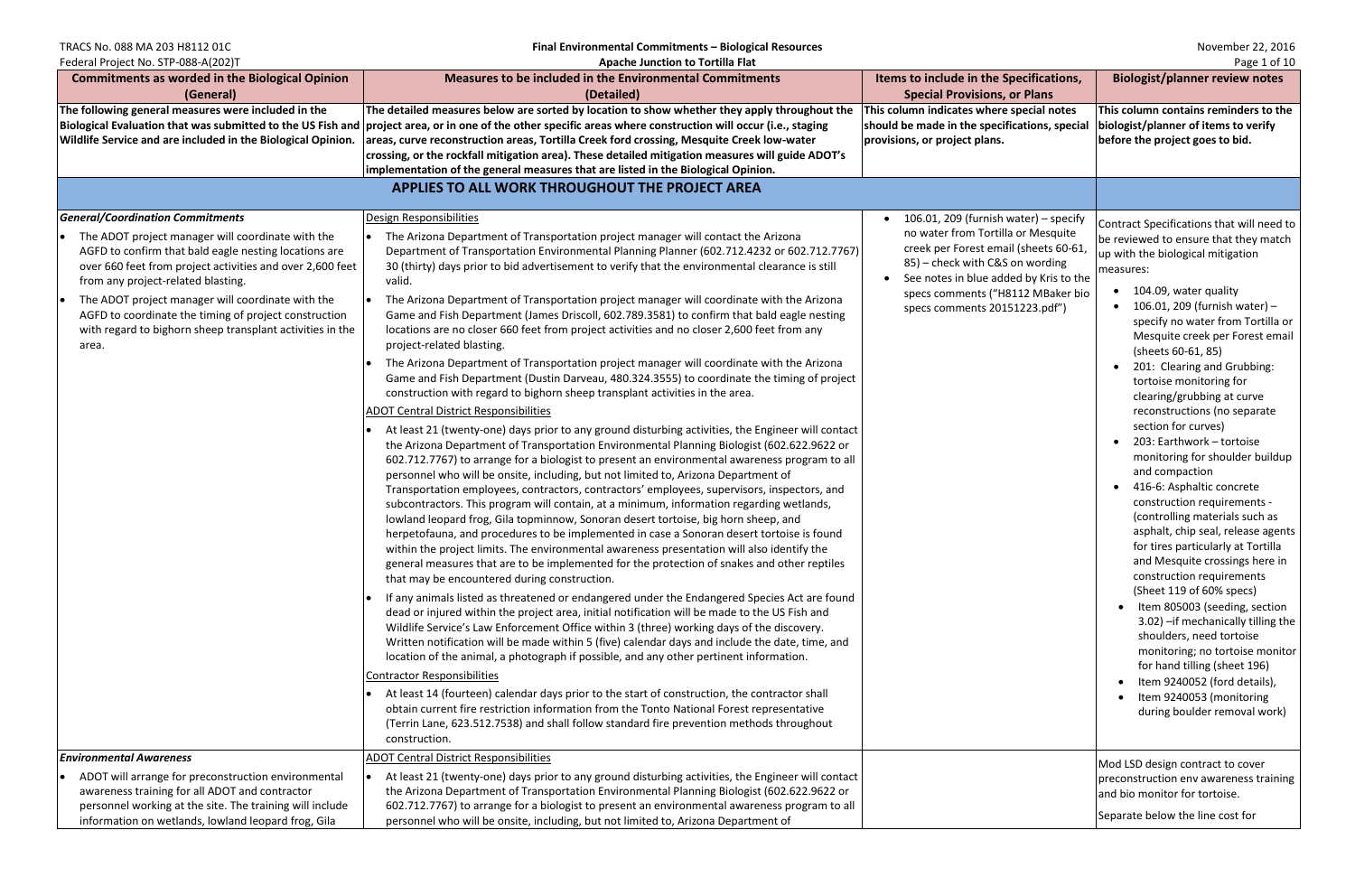**TRACS No. 088 MA 203 H8112 01C**
**Federal Project No. STP-088-A(202)T**

**Final Environmental Commitments – Biological Resources**
**Apache Junction to Tortilla Flat**

November 22, 2016

| Commitments as worded in the Biological Opinion (General) | Measures to be included in the Environmental Commitments (Detailed) | Items to include in the Specifications, Special Provisions, or Plans | Biologist/planner review notes |
|---|---|---|---|
| **The following general measures were included in the Biological Evaluation that was submitted to the US Fish and Wildlife Service and are included in the Biological Opinion.** | **The detailed measures below are sorted by location to show whether they apply throughout the project area, or in one of the other specific areas where construction will occur (i.e., staging areas, curve reconstruction areas, Tortilla Creek ford crossing, Mesquite Creek low-water crossing, or the rockfall mitigation area). These detailed mitigation measures will guide ADOT's implementation of the general measures that are listed in the Biological Opinion.** | **This column indicates where special notes should be made in the specifications, special provisions, or project plans.** | **This column contains reminders to the biologist/planner of items to verify before the project goes to bid.** |
| | **APPLIES TO ALL WORK THROUGHOUT THE PROJECT AREA** | | |
| ***General/Coordination Commitments*** <br> • The ADOT project manager will coordinate with the AGFD to confirm that bald eagle nesting locations are over 660 feet from project activities and over 2,600 feet from any project-related blasting. <br> • The ADOT project manager will coordinate with the AGFD to coordinate the timing of project construction with regard to bighorn sheep transplant activities in the area. | Design Responsibilities <br> • The Arizona Department of Transportation project manager will contact the Arizona Department of Transportation Environmental Planning Planner (602.712.4232 or 602.712.7767) 30 (thirty) days prior to bid advertisement to verify that the environmental clearance is still valid. <br> • The Arizona Department of Transportation project manager will coordinate with the Arizona Game and Fish Department (James Driscoll, 602.789.3581) to confirm that bald eagle nesting locations are no closer 660 feet from project activities and no closer 2,600 feet from any project-related blasting. <br> • The Arizona Department of Transportation project manager will coordinate with the Arizona Game and Fish Department (Dustin Darveau, 480.324.3555) to coordinate the timing of project construction with regard to bighorn sheep transplant activities in the area. <br> ADOT Central District Responsibilities <br> • At least 21 (twenty-one) days prior to any ground disturbing activities, the Engineer will contact the Arizona Department of Transportation Environmental Planning Biologist (602.622.9622 or 602.712.7767) to arrange for a biologist to present an environmental awareness program to all personnel who will be onsite, including, but not limited to, Arizona Department of Transportation employees, contractors, contractors' employees, supervisors, inspectors, and subcontractors. This program will contain, at a minimum, information regarding wetlands, lowland leopard frog, Gila topminnow, Sonoran desert tortoise, big horn sheep, and herpetofauna, and procedures to be implemented in case a Sonoran desert tortoise is found within the project limits. The environmental awareness presentation will also identify the general measures that are to be implemented for the protection of snakes and other reptiles that may be encountered during construction. <br> • If any animals listed as threatened or endangered under the Endangered Species Act are found dead or injured within the project area, initial notification will be made to the US Fish and Wildlife Service's Law Enforcement Office within 3 (three) working days of the discovery. Written notification will be made within 5 (five) calendar days and include the date, time, and location of the animal, a photograph if possible, and any other pertinent information. <br> Contractor Responsibilities <br> • At least 14 (fourteen) calendar days prior to the start of construction, the contractor shall obtain current fire restriction information from the Tonto National Forest representative (Terrin Lane, 623.512.7538) and shall follow standard fire prevention methods throughout construction. | • 106.01, 209 (furnish water) – specify no water from Tortilla or Mesquite creek per Forest email (sheets 60-61, 85) – check with C&S on wording <br> • See notes in blue added by Kris to the specs comments ("H8112 MBaker bio specs comments 20151223.pdf") | Contract Specifications that will need to be reviewed to ensure that they match up with the biological mitigation measures: <br> • 104.09, water quality <br> • 106.01, 209 (furnish water) – specify no water from Tortilla or Mesquite creek per Forest email (sheets 60-61, 85) <br> • 201: Clearing and Grubbing: tortoise monitoring for clearing/grubbing at curve reconstructions (no separate section for curves) <br> • 203: Earthwork – tortoise monitoring for shoulder buildup and compaction <br> • 416-6: Asphaltic concrete construction requirements - (controlling materials such as asphalt, chip seal, release agents for tires particularly at Tortilla and Mesquite crossings here in construction requirements (Sheet 119 of 60% specs) <br> • Item 805003 (seeding, section 3.02) –if mechanically tilling the shoulders, need tortoise monitoring; no tortoise monitor for hand tilling (sheet 196) <br> • Item 9240052 (ford details), <br> • Item 9240053 (monitoring during boulder removal work) |
| ***Environmental Awareness*** <br> • ADOT will arrange for preconstruction environmental awareness training for all ADOT and contractor personnel working at the site. The training will include information on wetlands, lowland leopard frog, Gila | ADOT Central District Responsibilities <br> • At least 21 (twenty-one) days prior to any ground disturbing activities, the Engineer will contact the Arizona Department of Transportation Environmental Planning Biologist (602.622.9622 or 602.712.7767) to arrange for a biologist to present an environmental awareness program to all personnel who will be onsite, including, but not limited to, Arizona Department of | | Mod LSD design contract to cover preconstruction env awareness training and bio monitor for tortoise. <br><br> Separate below the line cost for |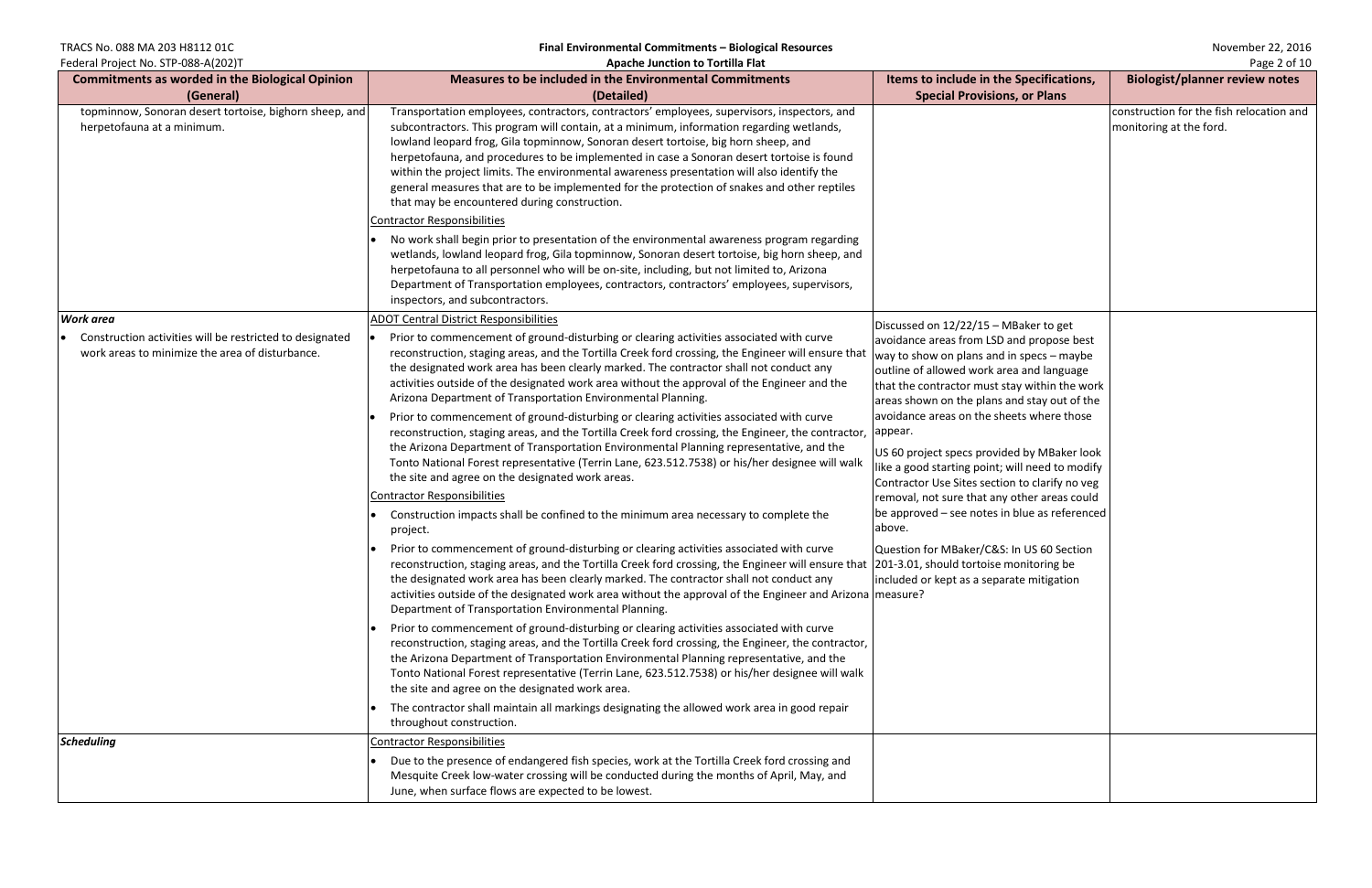| Commitments as worded in the Biological Opinion (General) | Measures to be included in the Environmental Commitments (Detailed) | Items to include in the Specifications, Special Provisions, or Plans | Biologist/planner review notes |
|---|---|---|---|
| topminnow, Sonoran desert tortoise, bighorn sheep, and herpetofauna at a minimum. | Transportation employees, contractors, contractors' employees, supervisors, inspectors, and subcontractors. This program will contain, at a minimum, information regarding wetlands, lowland leopard frog, Gila topminnow, Sonoran desert tortoise, big horn sheep, and herpetofauna, and procedures to be implemented in case a Sonoran desert tortoise is found within the project limits. The environmental awareness presentation will also identify the general measures that are to be implemented for the protection of snakes and other reptiles that may be encountered during construction.<br><br>Contractor Responsibilities<br><br>• No work shall begin prior to presentation of the environmental awareness program regarding wetlands, lowland leopard frog, Gila topminnow, Sonoran desert tortoise, big horn sheep, and herpetofauna to all personnel who will be on-site, including, but not limited to, Arizona Department of Transportation employees, contractors, contractors' employees, supervisors, inspectors, and subcontractors. | | construction for the fish relocation and monitoring at the ford. |
| ***Work area***<br><br>• Construction activities will be restricted to designated work areas to minimize the area of disturbance. | ADOT Central District Responsibilities<br><br>• Prior to commencement of ground-disturbing or clearing activities associated with curve reconstruction, staging areas, and the Tortilla Creek ford crossing, the Engineer will ensure that the designated work area has been clearly marked. The contractor shall not conduct any activities outside of the designated work area without the approval of the Engineer and the Arizona Department of Transportation Environmental Planning.<br><br>• Prior to commencement of ground-disturbing or clearing activities associated with curve reconstruction, staging areas, and the Tortilla Creek ford crossing, the Engineer, the contractor, the Arizona Department of Transportation Environmental Planning representative, and the Tonto National Forest representative (Terrin Lane, 623.512.7538) or his/her designee will walk the site and agree on the designated work areas.<br><br>Contractor Responsibilities<br><br>• Construction impacts shall be confined to the minimum area necessary to complete the project.<br><br>• Prior to commencement of ground-disturbing or clearing activities associated with curve reconstruction, staging areas, and the Tortilla Creek ford crossing, the Engineer will ensure that the designated work area has been clearly marked. The contractor shall not conduct any activities outside of the designated work area without the approval of the Engineer and Arizona Department of Transportation Environmental Planning.<br><br>• Prior to commencement of ground-disturbing or clearing activities associated with curve reconstruction, staging areas, and the Tortilla Creek ford crossing, the Engineer, the contractor, the Arizona Department of Transportation Environmental Planning representative, and the Tonto National Forest representative (Terrin Lane, 623.512.7538) or his/her designee will walk the site and agree on the designated work area.<br><br>• The contractor shall maintain all markings designating the allowed work area in good repair throughout construction. | Discussed on 12/22/15 – MBaker to get avoidance areas from LSD and propose best way to show on plans and in specs – maybe outline of allowed work area and language that the contractor must stay within the work areas shown on the plans and stay out of the avoidance areas on the sheets where those appear.<br><br>US 60 project specs provided by MBaker look like a good starting point; will need to modify Contractor Use Sites section to clarify no veg removal, not sure that any other areas could be approved – see notes in blue as referenced above.<br><br>Question for MBaker/C&S: In US 60 Section 201-3.01, should tortoise monitoring be included or kept as a separate mitigation measure? | |
| ***Scheduling*** | Contractor Responsibilities<br><br>• Due to the presence of endangered fish species, work at the Tortilla Creek ford crossing and Mesquite Creek low-water crossing will be conducted during the months of April, May, and June, when surface flows are expected to be lowest. | | |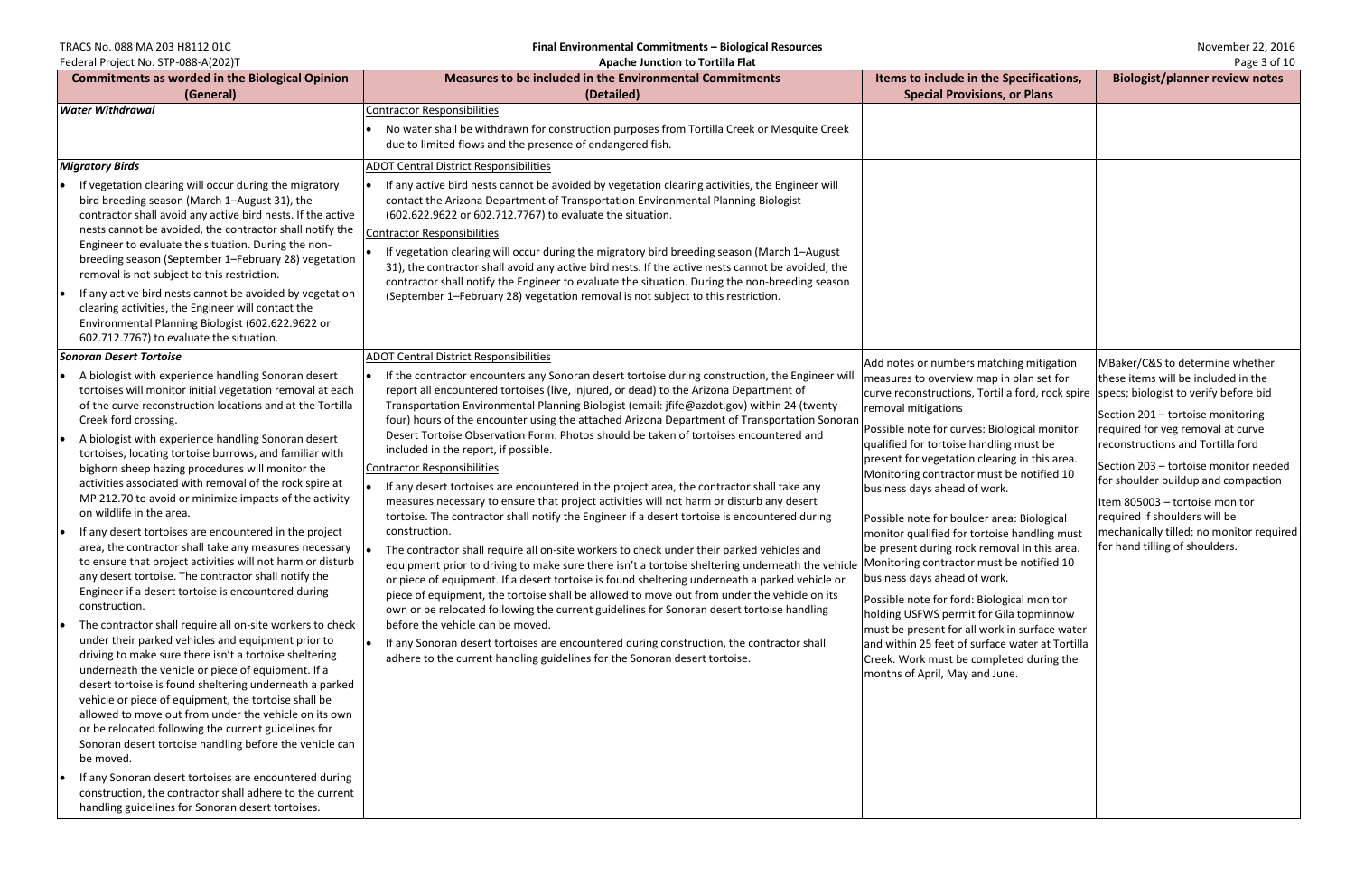| Commitments as worded in the Biological Opinion (General) | Measures to be included in the Environmental Commitments (Detailed) | Items to include in the Specifications, Special Provisions, or Plans | Biologist/planner review notes |
|---|---|---|---|
| ***Water Withdrawal*** | Contractor Responsibilities<br>• No water shall be withdrawn for construction purposes from Tortilla Creek or Mesquite Creek due to limited flows and the presence of endangered fish. | | |
| ***Migratory Birds***<br>• If vegetation clearing will occur during the migratory bird breeding season (March 1–August 31), the contractor shall avoid any active bird nests. If the active nests cannot be avoided, the contractor shall notify the Engineer to evaluate the situation. During the non-breeding season (September 1–February 28) vegetation removal is not subject to this restriction.<br>• If any active bird nests cannot be avoided by vegetation clearing activities, the Engineer will contact the Environmental Planning Biologist (602.622.9622 or 602.712.7767) to evaluate the situation. | ADOT Central District Responsibilities<br>• If any active bird nests cannot be avoided by vegetation clearing activities, the Engineer will contact the Arizona Department of Transportation Environmental Planning Biologist (602.622.9622 or 602.712.7767) to evaluate the situation.<br>Contractor Responsibilities<br>• If vegetation clearing will occur during the migratory bird breeding season (March 1–August 31), the contractor shall avoid any active bird nests. If the active nests cannot be avoided, the contractor shall notify the Engineer to evaluate the situation. During the non-breeding season (September 1–February 28) vegetation removal is not subject to this restriction. | | |
| ***Sonoran Desert Tortoise***<br>• A biologist with experience handling Sonoran desert tortoises will monitor initial vegetation removal at each of the curve reconstruction locations and at the Tortilla Creek ford crossing.<br>• A biologist with experience handling Sonoran desert tortoises, locating tortoise burrows, and familiar with bighorn sheep hazing procedures will monitor the activities associated with removal of the rock spire at MP 212.70 to avoid or minimize impacts of the activity on wildlife in the area.<br>• If any desert tortoises are encountered in the project area, the contractor shall take any measures necessary to ensure that project activities will not harm or disturb any desert tortoise. The contractor shall notify the Engineer if a desert tortoise is encountered during construction.<br>• The contractor shall require all on-site workers to check under their parked vehicles and equipment prior to driving to make sure there isn't a tortoise sheltering underneath the vehicle or piece of equipment. If a desert tortoise is found sheltering underneath a parked vehicle or piece of equipment, the tortoise shall be allowed to move out from under the vehicle on its own or be relocated following the current guidelines for Sonoran desert tortoise handling before the vehicle can be moved.<br>• If any Sonoran desert tortoises are encountered during construction, the contractor shall adhere to the current handling guidelines for Sonoran desert tortoises. | ADOT Central District Responsibilities<br>• If the contractor encounters any Sonoran desert tortoise during construction, the Engineer will report all encountered tortoises (live, injured, or dead) to the Arizona Department of Transportation Environmental Planning Biologist (email: jfife@azdot.gov) within 24 (twenty-four) hours of the encounter using the attached Arizona Department of Transportation Sonoran Desert Tortoise Observation Form. Photos should be taken of tortoises encountered and included in the report, if possible.<br>Contractor Responsibilities<br>• If any desert tortoises are encountered in the project area, the contractor shall take any measures necessary to ensure that project activities will not harm or disturb any desert tortoise. The contractor shall notify the Engineer if a desert tortoise is encountered during construction.<br>• The contractor shall require all on-site workers to check under their parked vehicles and equipment prior to driving to make sure there isn't a tortoise sheltering underneath the vehicle or piece of equipment. If a desert tortoise is found sheltering underneath a parked vehicle or piece of equipment, the tortoise shall be allowed to move out from under the vehicle on its own or be relocated following the current guidelines for Sonoran desert tortoise handling before the vehicle can be moved.<br>• If any Sonoran desert tortoises are encountered during construction, the contractor shall adhere to the current handling guidelines for the Sonoran desert tortoise. | Add notes or numbers matching mitigation measures to overview map in plan set for curve reconstructions, Tortilla ford, rock spire removal mitigations<br>Possible note for curves: Biological monitor qualified for tortoise handling must be present for vegetation clearing in this area. Monitoring contractor must be notified 10 business days ahead of work.<br>Possible note for boulder area: Biological monitor qualified for tortoise handling must be present during rock removal in this area. Monitoring contractor must be notified 10 business days ahead of work.<br>Possible note for ford: Biological monitor holding USFWS permit for Gila topminnow must be present for all work in surface water and within 25 feet of surface water at Tortilla Creek. Work must be completed during the months of April, May and June. | MBaker/C&S to determine whether these items will be included in the specs; biologist to verify before bid<br>Section 201 – tortoise monitoring required for veg removal at curve reconstructions and Tortilla ford<br>Section 203 – tortoise monitor needed for shoulder buildup and compaction<br>Item 805003 – tortoise monitor required if shoulders will be mechanically tilled; no monitor required for hand tilling of shoulders. |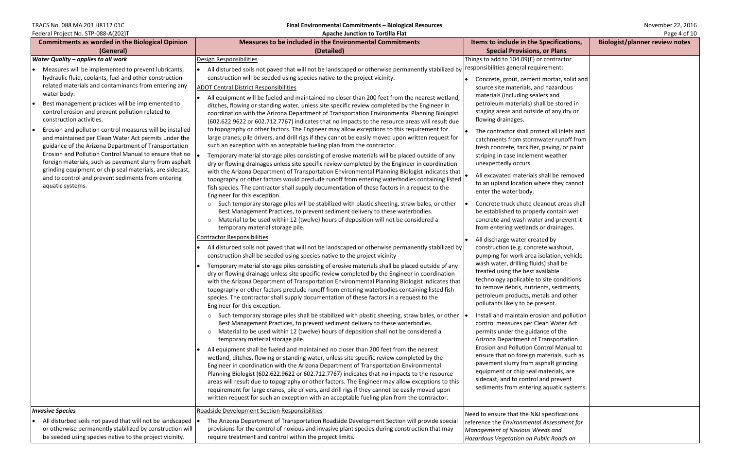| Commitments as worded in the Biological Opinion (General) | Measures to be included in the Environmental Commitments (Detailed) | Items to include in the Specifications, Special Provisions, or Plans | Biologist/planner review notes |
|---|---|---|---|
| ***Water Quality – applies to all work*** <br>• Measures will be implemented to prevent lubricants, hydraulic fluid, coolants, fuel and other construction-related materials and contaminants from entering any water body.<br>• Best management practices will be implemented to control erosion and prevent pollution related to construction activities.<br>• Erosion and pollution control measures will be installed and maintained per Clean Water Act permits under the guidance of the Arizona Department of Transportation Erosion and Pollution Control Manual to ensure that no foreign materials, such as pavement slurry from asphalt grinding equipment or chip seal materials, are sidecast, and to control and prevent sediments from entering aquatic systems. | <u>Design Responsibilities</u><br>• All disturbed soils not paved that will not be landscaped or otherwise permanently stabilized by construction will be seeded using species native to the project vicinity.<br><u>ADOT Central District Responsibilities</u><br>• All equipment will be fueled and maintained no closer than 200 feet from the nearest wetland, ditches, flowing or standing water, unless site specific review completed by the Engineer in coordination with the Arizona Department of Transportation Environmental Planning Biologist (602.622.9622 or 602.712.7767) indicates that no impacts to the resource areas will result due to topography or other factors. The Engineer may allow exceptions to this requirement for large cranes, pile drivers, and drill rigs if they cannot be easily moved upon written request for such an exception with an acceptable fueling plan from the contractor.<br>• Temporary material storage piles consisting of erosive materials will be placed outside of any dry or flowing drainages unless site specific review completed by the Engineer in coordination with the Arizona Department of Transportation Environmental Planning Biologist indicates that topography or other factors would preclude runoff from entering waterbodies containing listed fish species. The contractor shall supply documentation of these factors in a request to the Engineer for this exception.<br>&nbsp;&nbsp;○ Such temporary storage piles will be stabilized with plastic sheeting, straw bales, or other Best Management Practices, to prevent sediment delivery to these waterbodies.<br>&nbsp;&nbsp;○ Material to be used within 12 (twelve) hours of deposition will not be considered a temporary material storage pile.<br><u>Contractor Responsibilities</u><br>• All disturbed soils not paved that will not be landscaped or otherwise permanently stabilized by construction shall be seeded using species native to the project vicinity<br>• Temporary material storage piles consisting of erosive materials shall be placed outside of any dry or flowing drainage unless site specific review completed by the Engineer in coordination with the Arizona Department of Transportation Environmental Planning Biologist indicates that topography or other factors preclude runoff from entering waterbodies containing listed fish species. The contractor shall supply documentation of these factors in a request to the Engineer for this exception.<br>&nbsp;&nbsp;○ Such temporary storage piles shall be stabilized with plastic sheeting, straw bales, or other Best Management Practices, to prevent sediment delivery to these waterbodies.<br>&nbsp;&nbsp;○ Material to be used within 12 (twelve) hours of deposition shall not be considered a temporary material storage pile.<br>• All equipment shall be fueled and maintained no closer than 200 feet from the nearest wetland, ditches, flowing or standing water, unless site specific review completed by the Engineer in coordination with the Arizona Department of Transportation Environmental Planning Biologist (602.622.9622 or 602.712.7767) indicates that no impacts to the resource areas will result due to topography or other factors. The Engineer may allow exceptions to this requirement for large cranes, pile drivers, and drill rigs if they cannot be easily moved upon written request for such an exception with an acceptable fueling plan from the contractor. | Things to add to 104.09(E) or contractor responsibilities general requirement:<br>• Concrete, grout, cement mortar, solid and source site materials, and hazardous materials (including sealers and petroleum materials) shall be stored in staging areas and outside of any dry or flowing drainages.<br>• The contractor shall protect all inlets and catchments from stormwater runoff from fresh concrete, tackifier, paving, or paint striping in case inclement weather unexpectedly occurs.<br>• All excavated materials shall be removed to an upland location where they cannot enter the water body.<br>• Concrete truck chute cleanout areas shall be established to properly contain wet concrete and wash water and prevent it from entering wetlands or drainages.<br>• All discharge water created by construction (e.g. concrete washout, pumping for work area isolation, vehicle wash water, drilling fluids) shall be treated using the best available technology applicable to site conditions to remove debris, nutrients, sediments, petroleum products, metals and other pollutants likely to be present.<br>• Install and maintain erosion and pollution control measures per Clean Water Act permits under the guidance of the Arizona Department of Transportation Erosion and Pollution Control Manual to ensure that no foreign materials, such as pavement slurry from asphalt grinding equipment or chip seal materials, are sidecast, and to control and prevent sediments from entering aquatic systems. | |
| ***Invasive Species*** <br>• All disturbed soils not paved that will not be landscaped or otherwise permanently stabilized by construction will be seeded using species native to the project vicinity. | <u>Roadside Development Section Responsibilities</u><br>• The Arizona Department of Transportation Roadside Development Section will provide special provisions for the control of noxious and invasive plant species during construction that may require treatment and control within the project limits. | Need to ensure that the N&I specifications reference the *Environmental Assessment for Management of Noxious Weeds and Hazardous Vegetation on Public Roads on* | |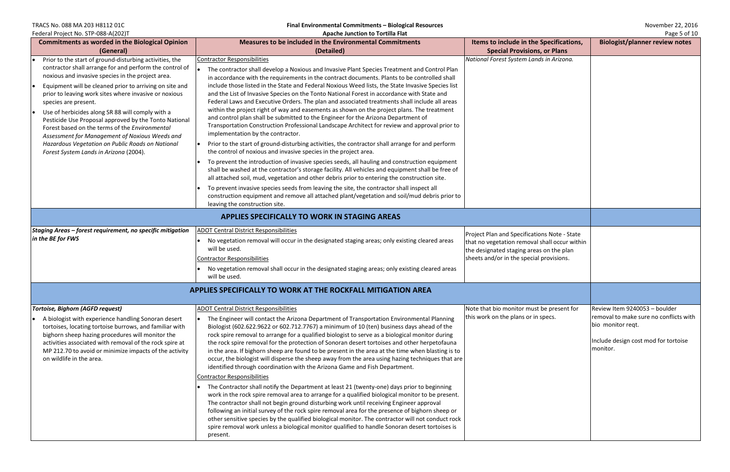| Commitments as worded in the Biological Opinion (General) | Measures to be included in the Environmental Commitments (Detailed) | Items to include in the Specifications, Special Provisions, or Plans | Biologist/planner review notes |
|---|---|---|---|
| • Prior to the start of ground-disturbing activities, the contractor shall arrange for and perform the control of noxious and invasive species in the project area.<br>• Equipment will be cleaned prior to arriving on site and prior to leaving work sites where invasive or noxious species are present.<br>• Use of herbicides along SR 88 will comply with a Pesticide Use Proposal approved by the Tonto National Forest based on the terms of the *Environmental Assessment for Management of Noxious Weeds and Hazardous Vegetation on Public Roads on National Forest System Lands in Arizona* (2004). | Contractor Responsibilities<br>• The contractor shall develop a Noxious and Invasive Plant Species Treatment and Control Plan in accordance with the requirements in the contract documents. Plants to be controlled shall include those listed in the State and Federal Noxious Weed lists, the State Invasive Species list and the List of Invasive Species on the Tonto National Forest in accordance with State and Federal Laws and Executive Orders. The plan and associated treatments shall include all areas within the project right of way and easements as shown on the project plans. The treatment and control plan shall be submitted to the Engineer for the Arizona Department of Transportation Construction Professional Landscape Architect for review and approval prior to implementation by the contractor.<br>• Prior to the start of ground-disturbing activities, the contractor shall arrange for and perform the control of noxious and invasive species in the project area.<br>• To prevent the introduction of invasive species seeds, all hauling and construction equipment shall be washed at the contractor's storage facility. All vehicles and equipment shall be free of all attached soil, mud, vegetation and other debris prior to entering the construction site.<br>• To prevent invasive species seeds from leaving the site, the contractor shall inspect all construction equipment and remove all attached plant/vegetation and soil/mud debris prior to leaving the construction site. | *National Forest System Lands in Arizona.* | |
| **APPLIES SPECIFICALLY TO WORK IN STAGING AREAS** | | | |
| ***Staging Areas – forest requirement, no specific mitigation in the BE for FWS*** | ADOT Central District Responsibilities<br>• No vegetation removal will occur in the designated staging areas; only existing cleared areas will be used.<br>Contractor Responsibilities<br>• No vegetation removal shall occur in the designated staging areas; only existing cleared areas will be used. | Project Plan and Specifications Note - State that no vegetation removal shall occur within the designated staging areas on the plan sheets and/or in the special provisions. | |
| **APPLIES SPECIFICALLY TO WORK AT THE ROCKFALL MITIGATION AREA** | | | |
| ***Tortoise, Bighorn (AGFD request)***<br>• A biologist with experience handling Sonoran desert tortoises, locating tortoise burrows, and familiar with bighorn sheep hazing procedures will monitor the activities associated with removal of the rock spire at MP 212.70 to avoid or minimize impacts of the activity on wildlife in the area. | ADOT Central District Responsibilities<br>• The Engineer will contact the Arizona Department of Transportation Environmental Planning Biologist (602.622.9622 or 602.712.7767) a minimum of 10 (ten) business days ahead of the rock spire removal to arrange for a qualified biologist to serve as a biological monitor during the rock spire removal for the protection of Sonoran desert tortoises and other herpetofauna in the area. If bighorn sheep are found to be present in the area at the time when blasting is to occur, the biologist will disperse the sheep away from the area using hazing techniques that are identified through coordination with the Arizona Game and Fish Department.<br>Contractor Responsibilities<br>• The Contractor shall notify the Department at least 21 (twenty-one) days prior to beginning work in the rock spire removal area to arrange for a qualified biological monitor to be present. The contractor shall not begin ground disturbing work until receiving Engineer approval following an initial survey of the rock spire removal area for the presence of bighorn sheep or other sensitive species by the qualified biological monitor. The contractor will not conduct rock spire removal work unless a biological monitor qualified to handle Sonoran desert tortoises is present. | Note that bio monitor must be present for this work on the plans or in specs. | Review Item 9240053 – boulder removal to make sure no conflicts with bio monitor reqt.<br><br>Include design cost mod for tortoise monitor. |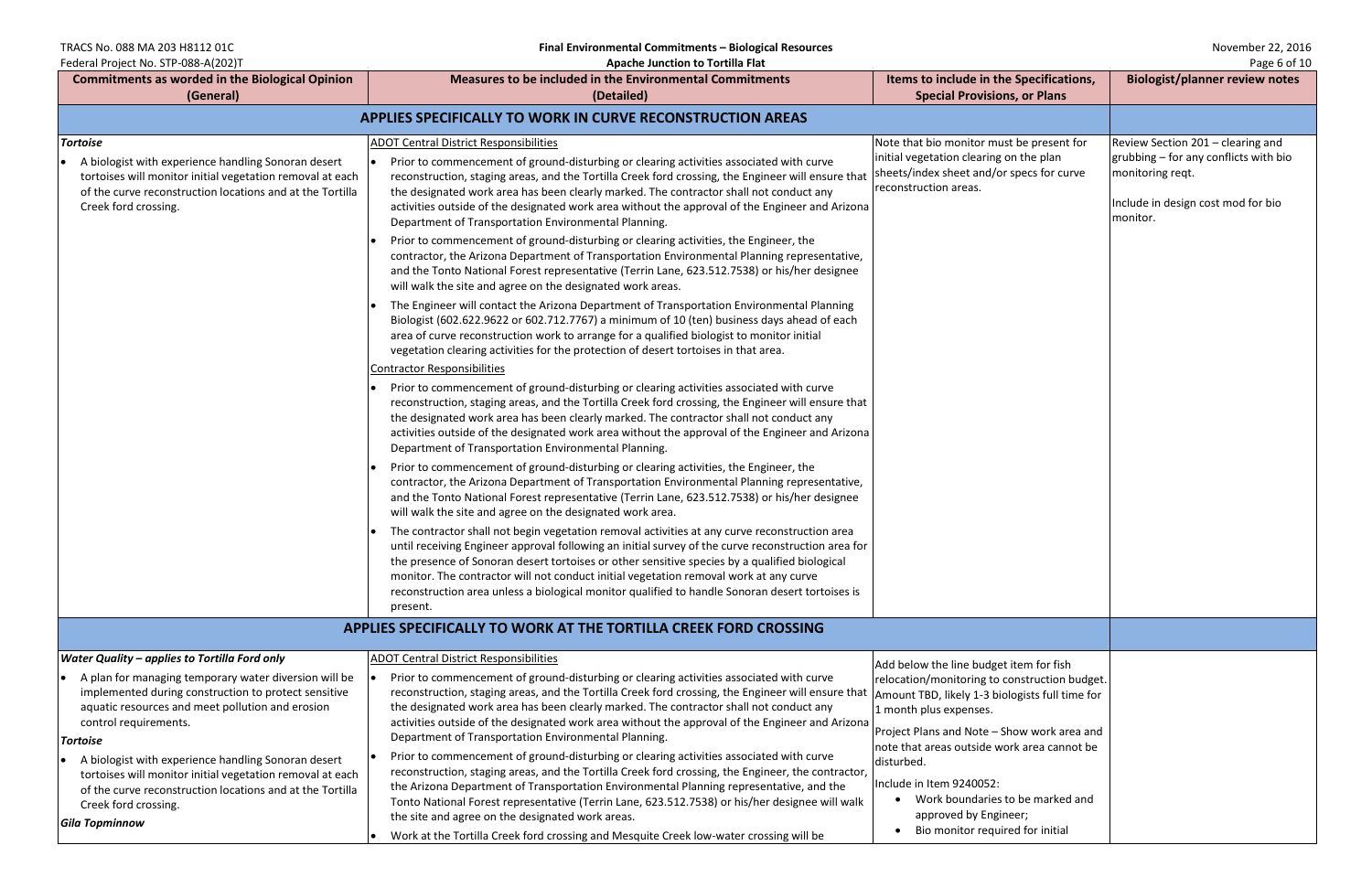| Commitments as worded in the Biological Opinion (General) | Measures to be included in the Environmental Commitments (Detailed) | Items to include in the Specifications, Special Provisions, or Plans | Biologist/planner review notes |
|---|---|---|---|
| **APPLIES SPECIFICALLY TO WORK IN CURVE RECONSTRUCTION AREAS** | | | |
| ***Tortoise***<br>• A biologist with experience handling Sonoran desert tortoises will monitor initial vegetation removal at each of the curve reconstruction locations and at the Tortilla Creek ford crossing. | ADOT Central District Responsibilities<br>• Prior to commencement of ground-disturbing or clearing activities associated with curve reconstruction, staging areas, and the Tortilla Creek ford crossing, the Engineer will ensure that the designated work area has been clearly marked. The contractor shall not conduct any activities outside of the designated work area without the approval of the Engineer and Arizona Department of Transportation Environmental Planning.<br>• Prior to commencement of ground-disturbing or clearing activities, the Engineer, the contractor, the Arizona Department of Transportation Environmental Planning representative, and the Tonto National Forest representative (Terrin Lane, 623.512.7538) or his/her designee will walk the site and agree on the designated work areas.<br>• The Engineer will contact the Arizona Department of Transportation Environmental Planning Biologist (602.622.9622 or 602.712.7767) a minimum of 10 (ten) business days ahead of each area of curve reconstruction work to arrange for a qualified biologist to monitor initial vegetation clearing activities for the protection of desert tortoises in that area.<br>Contractor Responsibilities<br>• Prior to commencement of ground-disturbing or clearing activities associated with curve reconstruction, staging areas, and the Tortilla Creek ford crossing, the Engineer will ensure that the designated work area has been clearly marked. The contractor shall not conduct any activities outside of the designated work area without the approval of the Engineer and Arizona Department of Transportation Environmental Planning.<br>• Prior to commencement of ground-disturbing or clearing activities, the Engineer, the contractor, the Arizona Department of Transportation Environmental Planning representative, and the Tonto National Forest representative (Terrin Lane, 623.512.7538) or his/her designee will walk the site and agree on the designated work area.<br>• The contractor shall not begin vegetation removal activities at any curve reconstruction area until receiving Engineer approval following an initial survey of the curve reconstruction area for the presence of Sonoran desert tortoises or other sensitive species by a qualified biological monitor. The contractor will not conduct initial vegetation removal work at any curve reconstruction area unless a biological monitor qualified to handle Sonoran desert tortoises is present. | Note that bio monitor must be present for initial vegetation clearing on the plan sheets/index sheet and/or specs for curve reconstruction areas. | Review Section 201 – clearing and grubbing – for any conflicts with bio monitoring reqt.<br><br>Include in design cost mod for bio monitor. |
| **APPLIES SPECIFICALLY TO WORK AT THE TORTILLA CREEK FORD CROSSING** | | | |
| ***Water Quality – applies to Tortilla Ford only***<br>• A plan for managing temporary water diversion will be implemented during construction to protect sensitive aquatic resources and meet pollution and erosion control requirements.<br>***Tortoise***<br>• A biologist with experience handling Sonoran desert tortoises will monitor initial vegetation removal at each of the curve reconstruction locations and at the Tortilla Creek ford crossing.<br>***Gila Topminnow*** | ADOT Central District Responsibilities<br>• Prior to commencement of ground-disturbing or clearing activities associated with curve reconstruction, staging areas, and the Tortilla Creek ford crossing, the Engineer will ensure that the designated work area has been clearly marked. The contractor shall not conduct any activities outside of the designated work area without the approval of the Engineer and Arizona Department of Transportation Environmental Planning.<br>• Prior to commencement of ground-disturbing or clearing activities associated with curve reconstruction, staging areas, and the Tortilla Creek ford crossing, the Engineer, the contractor, the Arizona Department of Transportation Environmental Planning representative, and the Tonto National Forest representative (Terrin Lane, 623.512.7538) or his/her designee will walk the site and agree on the designated work areas.<br>• Work at the Tortilla Creek ford crossing and Mesquite Creek low-water crossing will be | Add below the line budget item for fish relocation/monitoring to construction budget. Amount TBD, likely 1-3 biologists full time for 1 month plus expenses.<br><br>Project Plans and Note – Show work area and note that areas outside work area cannot be disturbed.<br><br>Include in Item 9240052:<br>• Work boundaries to be marked and approved by Engineer;<br>• Bio monitor required for initial | |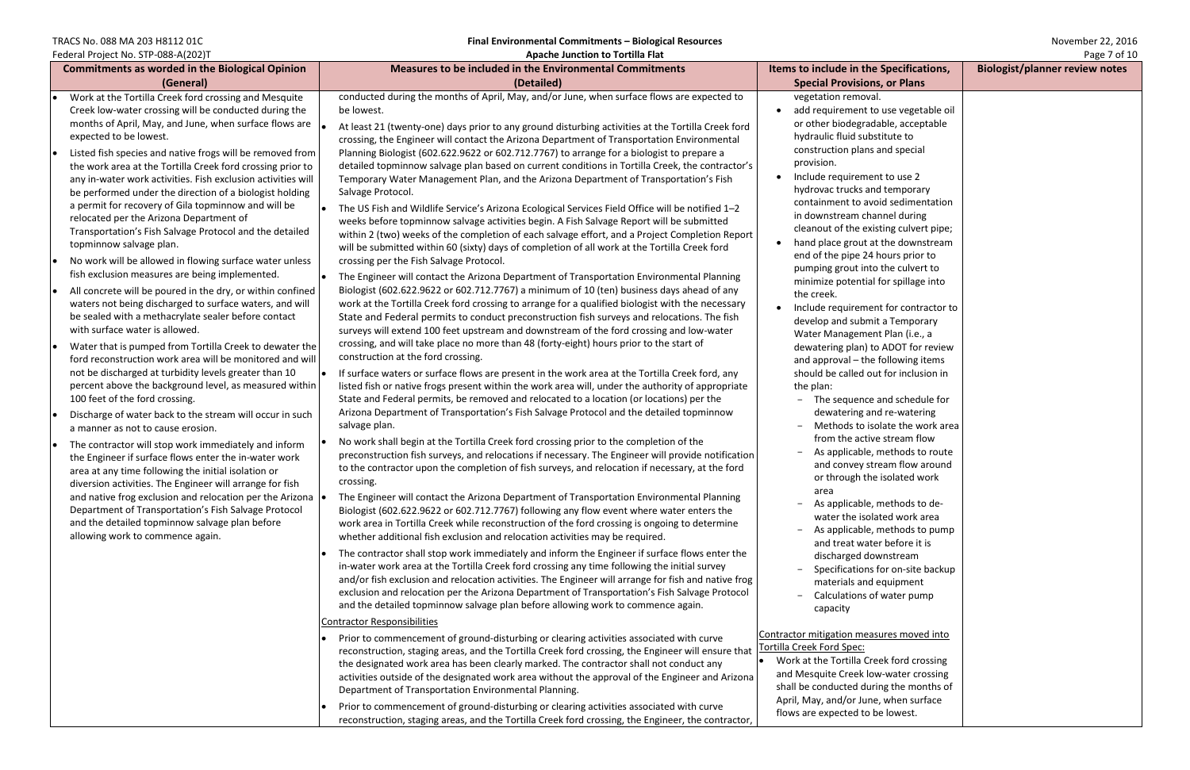| Commitments as worded in the Biological Opinion (General) | Measures to be included in the Environmental Commitments (Detailed) | Items to include in the Specifications, Special Provisions, or Plans | Biologist/planner review notes |
|---|---|---|---|
| • Work at the Tortilla Creek ford crossing and Mesquite Creek low-water crossing will be conducted during the months of April, May, and June, when surface flows are expected to be lowest.<br>• Listed fish species and native frogs will be removed from the work area at the Tortilla Creek ford crossing prior to any in-water work activities. Fish exclusion activities will be performed under the direction of a biologist holding a permit for recovery of Gila topminnow and will be relocated per the Arizona Department of Transportation's Fish Salvage Protocol and the detailed topminnow salvage plan.<br>• No work will be allowed in flowing surface water unless fish exclusion measures are being implemented.<br>• All concrete will be poured in the dry, or within confined waters not being discharged to surface waters, and will be sealed with a methacrylate sealer before contact with surface water is allowed.<br>• Water that is pumped from Tortilla Creek to dewater the ford reconstruction work area will be monitored and will not be discharged at turbidity levels greater than 10 percent above the background level, as measured within 100 feet of the ford crossing.<br>• Discharge of water back to the stream will occur in such a manner as not to cause erosion.<br>• The contractor will stop work immediately and inform the Engineer if surface flows enter the in-water work area at any time following the initial isolation or diversion activities. The Engineer will arrange for fish and native frog exclusion and relocation per the Arizona Department of Transportation's Fish Salvage Protocol and the detailed topminnow salvage plan before allowing work to commence again. | conducted during the months of April, May, and/or June, when surface flows are expected to be lowest.<br>• At least 21 (twenty-one) days prior to any ground disturbing activities at the Tortilla Creek ford crossing, the Engineer will contact the Arizona Department of Transportation Environmental Planning Biologist (602.622.9622 or 602.712.7767) to arrange for a biologist to prepare a detailed topminnow salvage plan based on current conditions in Tortilla Creek, the contractor's Temporary Water Management Plan, and the Arizona Department of Transportation's Fish Salvage Protocol.<br>• The US Fish and Wildlife Service's Arizona Ecological Services Field Office will be notified 1–2 weeks before topminnow salvage activities begin. A Fish Salvage Report will be submitted within 2 (two) weeks of the completion of each salvage effort, and a Project Completion Report will be submitted within 60 (sixty) days of completion of all work at the Tortilla Creek ford crossing per the Fish Salvage Protocol.<br>• The Engineer will contact the Arizona Department of Transportation Environmental Planning Biologist (602.622.9622 or 602.712.7767) a minimum of 10 (ten) business days ahead of any work at the Tortilla Creek ford crossing to arrange for a qualified biologist with the necessary State and Federal permits to conduct preconstruction fish surveys and relocations. The fish surveys will extend 100 feet upstream and downstream of the ford crossing and low-water crossing, and will take place no more than 48 (forty-eight) hours prior to the start of construction at the ford crossing.<br>• If surface waters or surface flows are present in the work area at the Tortilla Creek ford, any listed fish or native frogs present within the work area will, under the authority of appropriate State and Federal permits, be removed and relocated to a location (or locations) per the Arizona Department of Transportation's Fish Salvage Protocol and the detailed topminnow salvage plan.<br>• No work shall begin at the Tortilla Creek ford crossing prior to the completion of the preconstruction fish surveys, and relocations if necessary. The Engineer will provide notification to the contractor upon the completion of fish surveys, and relocation if necessary, at the ford crossing.<br>• The Engineer will contact the Arizona Department of Transportation Environmental Planning Biologist (602.622.9622 or 602.712.7767) following any flow event where water enters the work area in Tortilla Creek while reconstruction of the ford crossing is ongoing to determine whether additional fish exclusion and relocation activities may be required.<br>• The contractor shall stop work immediately and inform the Engineer if surface flows enter the in-water work area at the Tortilla Creek ford crossing any time following the initial survey and/or fish exclusion and relocation activities. The Engineer will arrange for fish and native frog exclusion and relocation per the Arizona Department of Transportation's Fish Salvage Protocol and the detailed topminnow salvage plan before allowing work to commence again.<br><u>Contractor Responsibilities</u><br>• Prior to commencement of ground-disturbing or clearing activities associated with curve reconstruction, staging areas, and the Tortilla Creek ford crossing, the Engineer will ensure that the designated work area has been clearly marked. The contractor shall not conduct any activities outside of the designated work area without the approval of the Engineer and Arizona Department of Transportation Environmental Planning.<br>• Prior to commencement of ground-disturbing or clearing activities associated with curve reconstruction, staging areas, and the Tortilla Creek ford crossing, the Engineer, the contractor, | vegetation removal.<br>• add requirement to use vegetable oil or other biodegradable, acceptable hydraulic fluid substitute to construction plans and special provision.<br>• Include requirement to use 2 hydrovac trucks and temporary containment to avoid sedimentation in downstream channel during cleanout of the existing culvert pipe;<br>• hand place grout at the downstream end of the pipe 24 hours prior to pumping grout into the culvert to minimize potential for spillage into the creek.<br>• Include requirement for contractor to develop and submit a Temporary Water Management Plan (i.e., a dewatering plan) to ADOT for review and approval – the following items should be called out for inclusion in the plan:<br>− The sequence and schedule for dewatering and re-watering<br>− Methods to isolate the work area from the active stream flow<br>− As applicable, methods to route and convey stream flow around or through the isolated work area<br>− As applicable, methods to de-water the isolated work area<br>− As applicable, methods to pump and treat water before it is discharged downstream<br>− Specifications for on-site backup materials and equipment<br>− Calculations of water pump capacity<br><br><u>Contractor mitigation measures moved into Tortilla Creek Ford Spec:</u><br>• Work at the Tortilla Creek ford crossing and Mesquite Creek low-water crossing shall be conducted during the months of April, May, and/or June, when surface flows are expected to be lowest. | |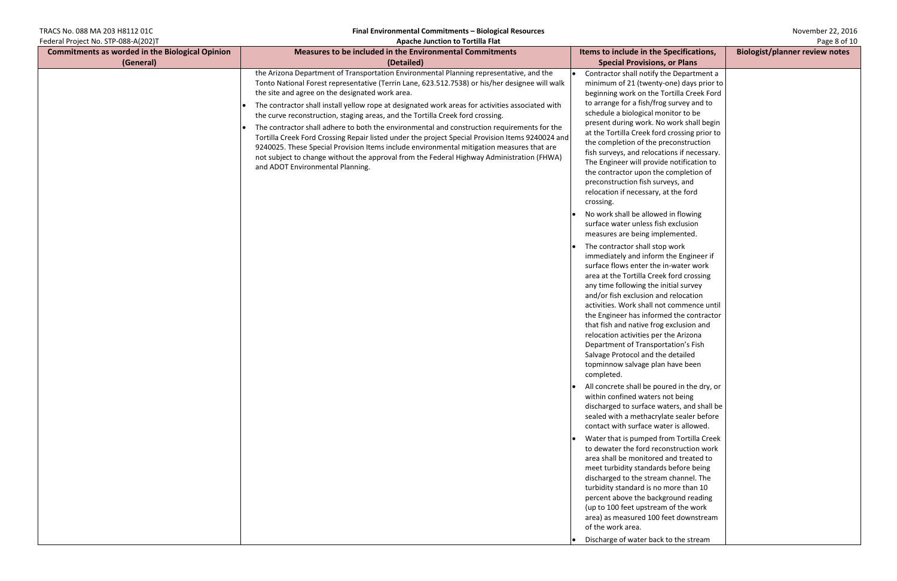| Commitments as worded in the Biological Opinion (General) | Measures to be included in the Environmental Commitments (Detailed) | Items to include in the Specifications, Special Provisions, or Plans | Biologist/planner review notes |
|---|---|---|---|
| | the Arizona Department of Transportation Environmental Planning representative, and the Tonto National Forest representative (Terrin Lane, 623.512.7538) or his/her designee will walk the site and agree on the designated work area.<br>• The contractor shall install yellow rope at designated work areas for activities associated with the curve reconstruction, staging areas, and the Tortilla Creek ford crossing.<br>• The contractor shall adhere to both the environmental and construction requirements for the Tortilla Creek Ford Crossing Repair listed under the project Special Provision Items 9240024 and 9240025. These Special Provision Items include environmental mitigation measures that are not subject to change without the approval from the Federal Highway Administration (FHWA) and ADOT Environmental Planning. | • Contractor shall notify the Department a minimum of 21 (twenty-one) days prior to beginning work on the Tortilla Creek Ford to arrange for a fish/frog survey and to schedule a biological monitor to be present during work. No work shall begin at the Tortilla Creek ford crossing prior to the completion of the preconstruction fish surveys, and relocations if necessary. The Engineer will provide notification to the contractor upon the completion of preconstruction fish surveys, and relocation if necessary, at the ford crossing.<br>• No work shall be allowed in flowing surface water unless fish exclusion measures are being implemented.<br>• The contractor shall stop work immediately and inform the Engineer if surface flows enter the in-water work area at the Tortilla Creek ford crossing any time following the initial survey and/or fish exclusion and relocation activities. Work shall not commence until the Engineer has informed the contractor that fish and native frog exclusion and relocation activities per the Arizona Department of Transportation's Fish Salvage Protocol and the detailed topminnow salvage plan have been completed.<br>• All concrete shall be poured in the dry, or within confined waters not being discharged to surface waters, and shall be sealed with a methacrylate sealer before contact with surface water is allowed.<br>• Water that is pumped from Tortilla Creek to dewater the ford reconstruction work area shall be monitored and treated to meet turbidity standards before being discharged to the stream channel. The turbidity standard is no more than 10 percent above the background reading (up to 100 feet upstream of the work area) as measured 100 feet downstream of the work area.<br>• Discharge of water back to the stream | |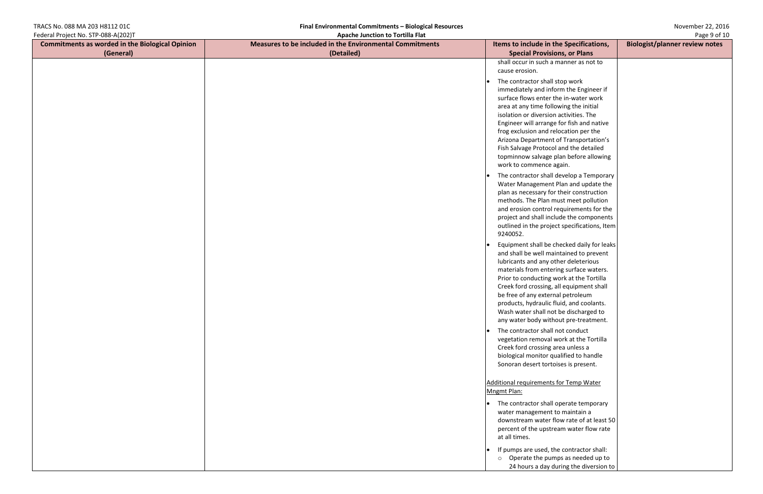| Commitments as worded in the Biological Opinion (General) | Measures to be included in the Environmental Commitments (Detailed) | Items to include in the Specifications, Special Provisions, or Plans | Biologist/planner review notes |
|---|---|---|---|
| | | shall occur in such a manner as not to cause erosion.<br>• The contractor shall stop work immediately and inform the Engineer if surface flows enter the in-water work area at any time following the initial isolation or diversion activities. The Engineer will arrange for fish and native frog exclusion and relocation per the Arizona Department of Transportation's Fish Salvage Protocol and the detailed topminnow salvage plan before allowing work to commence again.<br>• The contractor shall develop a Temporary Water Management Plan and update the plan as necessary for their construction methods. The Plan must meet pollution and erosion control requirements for the project and shall include the components outlined in the project specifications, Item 9240052.<br>• Equipment shall be checked daily for leaks and shall be well maintained to prevent lubricants and any other deleterious materials from entering surface waters. Prior to conducting work at the Tortilla Creek ford crossing, all equipment shall be free of any external petroleum products, hydraulic fluid, and coolants. Wash water shall not be discharged to any water body without pre-treatment.<br>• The contractor shall not conduct vegetation removal work at the Tortilla Creek ford crossing area unless a biological monitor qualified to handle Sonoran desert tortoises is present.<br><br>Additional requirements for Temp Water Mngmt Plan:<br>• The contractor shall operate temporary water management to maintain a downstream water flow rate of at least 50 percent of the upstream water flow rate at all times.<br>• If pumps are used, the contractor shall:<br>&nbsp;&nbsp;○ Operate the pumps as needed up to 24 hours a day during the diversion to | |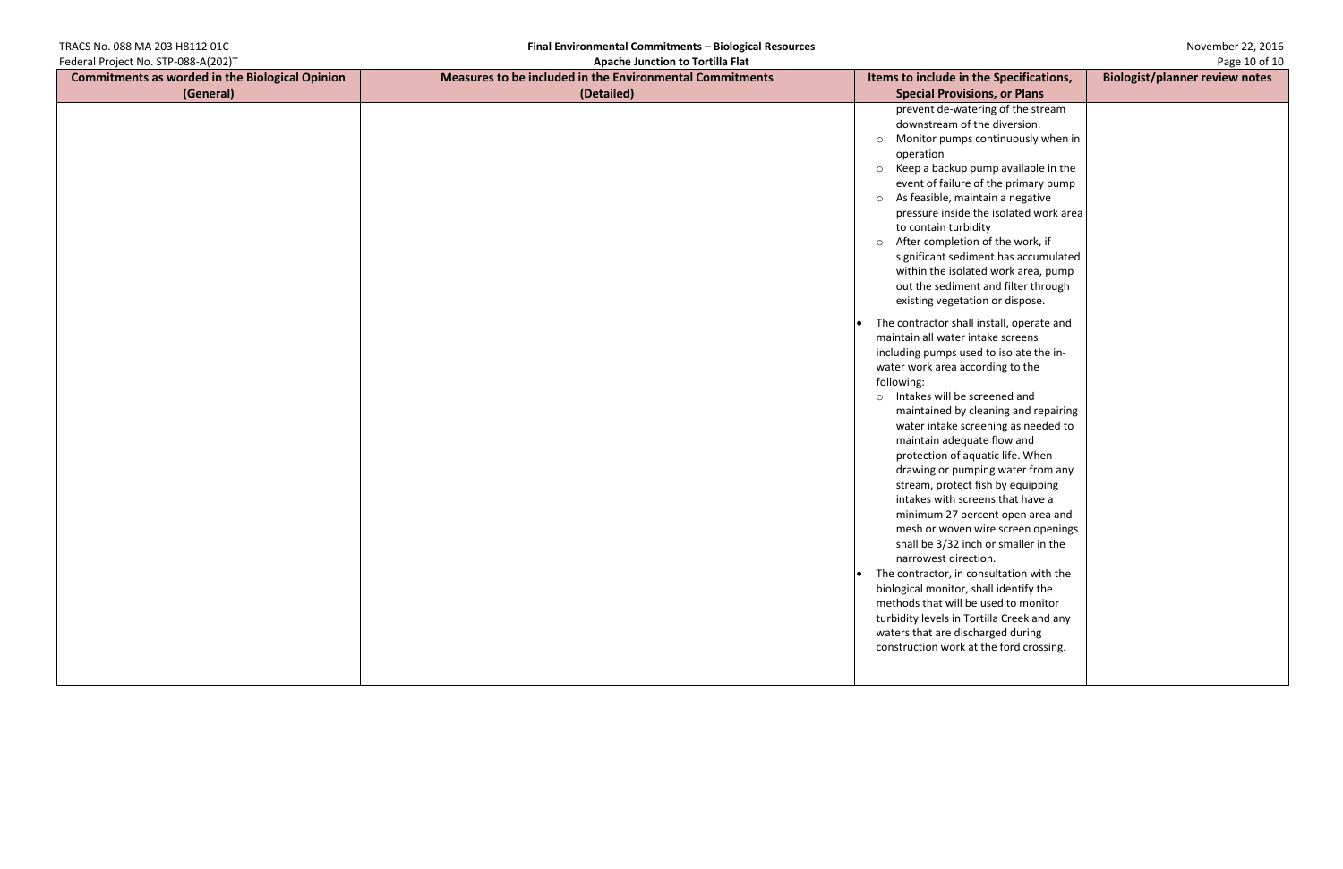| Commitments as worded in the Biological Opinion (General) | Measures to be included in the Environmental Commitments (Detailed) | Items to include in the Specifications, Special Provisions, or Plans | Biologist/planner review notes |
|---|---|---|---|
| | | prevent de-watering of the stream downstream of the diversion.<br>◦ Monitor pumps continuously when in operation<br>◦ Keep a backup pump available in the event of failure of the primary pump<br>◦ As feasible, maintain a negative pressure inside the isolated work area to contain turbidity<br>◦ After completion of the work, if significant sediment has accumulated within the isolated work area, pump out the sediment and filter through existing vegetation or dispose.<br>• The contractor shall install, operate and maintain all water intake screens including pumps used to isolate the in-water work area according to the following:<br>◦ Intakes will be screened and maintained by cleaning and repairing water intake screening as needed to maintain adequate flow and protection of aquatic life. When drawing or pumping water from any stream, protect fish by equipping intakes with screens that have a minimum 27 percent open area and mesh or woven wire screen openings shall be 3/32 inch or smaller in the narrowest direction.<br>• The contractor, in consultation with the biological monitor, shall identify the methods that will be used to monitor turbidity levels in Tortilla Creek and any waters that are discharged during construction work at the ford crossing. | |